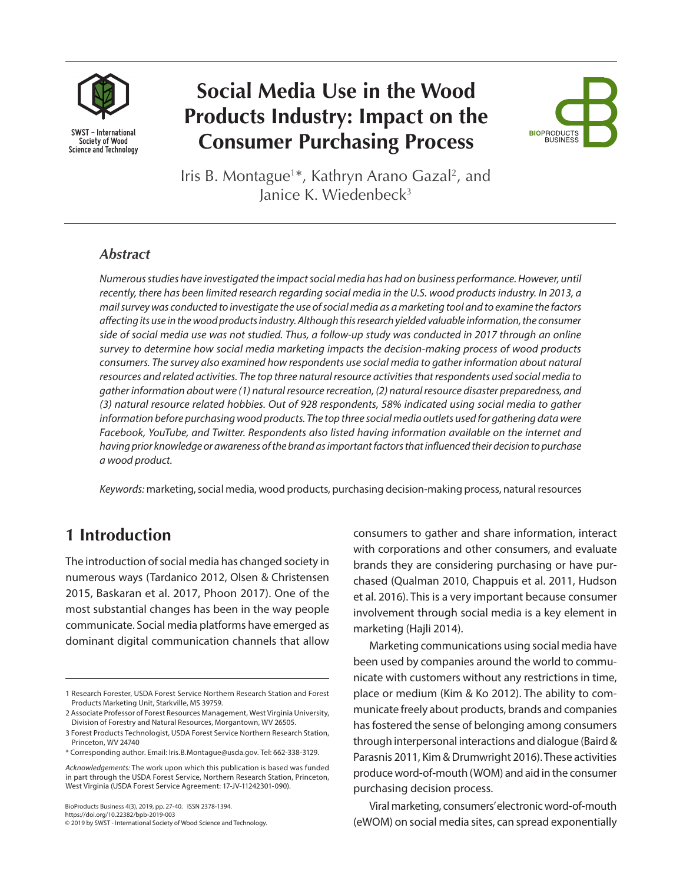SWST – International Society of Wood Science and Technology

# Social Media Use in the Wood Products Industry: Impact on the Consumer Purchasing Process

Iris B. Montague[1]*, Kathryn Arano Gazal[2], and Janice K. Wiedenbeck[3]

### *Abstract*

*Numerous studies have investigated the impact social media has had on business performance. However, until recently, there has been limited research regarding social media in the U.S. wood products industry. In 2013, a mail survey was conducted to investigate the use of social media as a marketing tool and to examine the factors affecting its use in the wood products industry. Although this research yielded valuable information, the consumer side of social media use was not studied. Thus, a follow-up study was conducted in 2017 through an online survey to determine how social media marketing impacts the decision-making process of wood products consumers. The survey also examined how respondents use social media to gather information about natural resources and related activities. The top three natural resource activities that respondents used social media to gather information about were (1) natural resource recreation, (2) natural resource disaster preparedness, and (3) natural resource related hobbies. Out of 928 respondents, 58% indicated using social media to gather information before purchasing wood products. The top three social media outlets used for gathering data were Facebook, YouTube, and Twitter. Respondents also listed having information available on the internet and having prior knowledge or awareness of the brand as important factors that influenced their decision to purchase a wood product.*

*Keywords:* marketing, social media, wood products, purchasing decision-making process, natural resources

## 1 Introduction

The introduction of social media has changed society in numerous ways (Tardanico 2012, Olsen & Christensen 2015, Baskaran et al. 2017, Phoon 2017). One of the most substantial changes has been in the way people communicate. Social media platforms have emerged as dominant digital communication channels that allow consumers to gather and share information, interact with corporations and other consumers, and evaluate brands they are considering purchasing or have purchased (Qualman 2010, Chappuis et al. 2011, Hudson et al. 2016). This is a very important because consumer involvement through social media is a key element in marketing (Hajli 2014).

Marketing communications using social media have been used by companies around the world to communicate with customers without any restrictions in time, place or medium (Kim & Ko 2012). The ability to communicate freely about products, brands and companies has fostered the sense of belonging among consumers through interpersonal interactions and dialogue (Baird & Parasnis 2011, Kim & Drumwright 2016). These activities produce word-of-mouth (WOM) and aid in the consumer purchasing decision process.

Viral marketing, consumers' electronic word-of-mouth (eWOM) on social media sites, can spread exponentially

---

1 Research Forester, USDA Forest Service Northern Research Station and Forest Products Marketing Unit, Starkville, MS 39759.

2 Associate Professor of Forest Resources Management, West Virginia University, Division of Forestry and Natural Resources, Morgantown, WV 26505.

3 Forest Products Technologist, USDA Forest Service Northern Research Station, Princeton, WV 24740

\* Corresponding author. Email: Iris.B.Montague@usda.gov. Tel: 662-338-3129.

*Acknowledgements:* The work upon which this publication is based was funded in part through the USDA Forest Service, Northern Research Station, Princeton, West Virginia (USDA Forest Service Agreement: 17-JV-11242301-090).

BioProducts Business 4(3), 2019, pp. 27-40. ISSN 2378-1394.
https://doi.org/10.22382/bpb-2019-003
© 2019 by SWST - International Society of Wood Science and Technology.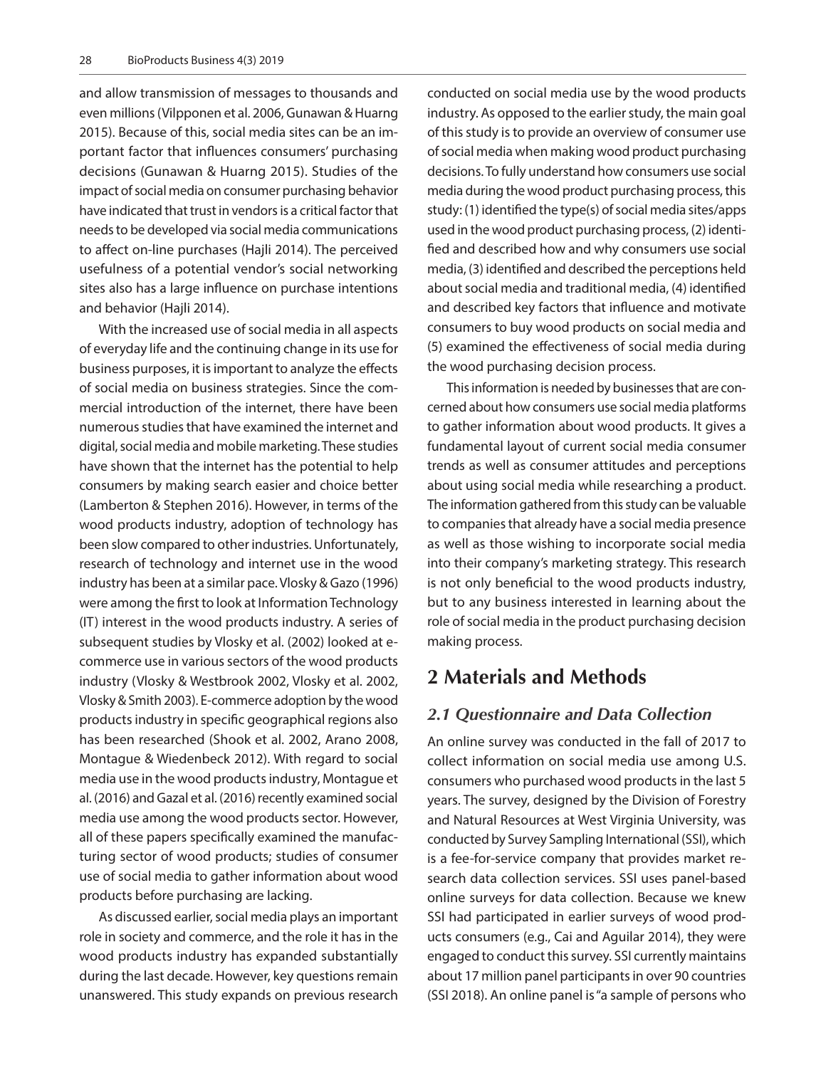and allow transmission of messages to thousands and even millions (Vilpponen et al. 2006, Gunawan & Huarng 2015). Because of this, social media sites can be an important factor that influences consumers' purchasing decisions (Gunawan & Huarng 2015). Studies of the impact of social media on consumer purchasing behavior have indicated that trust in vendors is a critical factor that needs to be developed via social media communications to affect on-line purchases (Hajli 2014). The perceived usefulness of a potential vendor's social networking sites also has a large influence on purchase intentions and behavior (Hajli 2014).

With the increased use of social media in all aspects of everyday life and the continuing change in its use for business purposes, it is important to analyze the effects of social media on business strategies. Since the commercial introduction of the internet, there have been numerous studies that have examined the internet and digital, social media and mobile marketing. These studies have shown that the internet has the potential to help consumers by making search easier and choice better (Lamberton & Stephen 2016). However, in terms of the wood products industry, adoption of technology has been slow compared to other industries. Unfortunately, research of technology and internet use in the wood industry has been at a similar pace. Vlosky & Gazo (1996) were among the first to look at Information Technology (IT) interest in the wood products industry. A series of subsequent studies by Vlosky et al. (2002) looked at e-commerce use in various sectors of the wood products industry (Vlosky & Westbrook 2002, Vlosky et al. 2002, Vlosky & Smith 2003). E-commerce adoption by the wood products industry in specific geographical regions also has been researched (Shook et al. 2002, Arano 2008, Montague & Wiedenbeck 2012). With regard to social media use in the wood products industry, Montague et al. (2016) and Gazal et al. (2016) recently examined social media use among the wood products sector. However, all of these papers specifically examined the manufacturing sector of wood products; studies of consumer use of social media to gather information about wood products before purchasing are lacking.

As discussed earlier, social media plays an important role in society and commerce, and the role it has in the wood products industry has expanded substantially during the last decade. However, key questions remain unanswered. This study expands on previous research conducted on social media use by the wood products industry. As opposed to the earlier study, the main goal of this study is to provide an overview of consumer use of social media when making wood product purchasing decisions. To fully understand how consumers use social media during the wood product purchasing process, this study: (1) identified the type(s) of social media sites/apps used in the wood product purchasing process, (2) identified and described how and why consumers use social media, (3) identified and described the perceptions held about social media and traditional media, (4) identified and described key factors that influence and motivate consumers to buy wood products on social media and (5) examined the effectiveness of social media during the wood purchasing decision process.

This information is needed by businesses that are concerned about how consumers use social media platforms to gather information about wood products. It gives a fundamental layout of current social media consumer trends as well as consumer attitudes and perceptions about using social media while researching a product. The information gathered from this study can be valuable to companies that already have a social media presence as well as those wishing to incorporate social media into their company's marketing strategy. This research is not only beneficial to the wood products industry, but to any business interested in learning about the role of social media in the product purchasing decision making process.

## 2 Materials and Methods

### *2.1 Questionnaire and Data Collection*

An online survey was conducted in the fall of 2017 to collect information on social media use among U.S. consumers who purchased wood products in the last 5 years. The survey, designed by the Division of Forestry and Natural Resources at West Virginia University, was conducted by Survey Sampling International (SSI), which is a fee-for-service company that provides market research data collection services. SSI uses panel-based online surveys for data collection. Because we knew SSI had participated in earlier surveys of wood products consumers (e.g., Cai and Aguilar 2014), they were engaged to conduct this survey. SSI currently maintains about 17 million panel participants in over 90 countries (SSI 2018). An online panel is "a sample of persons who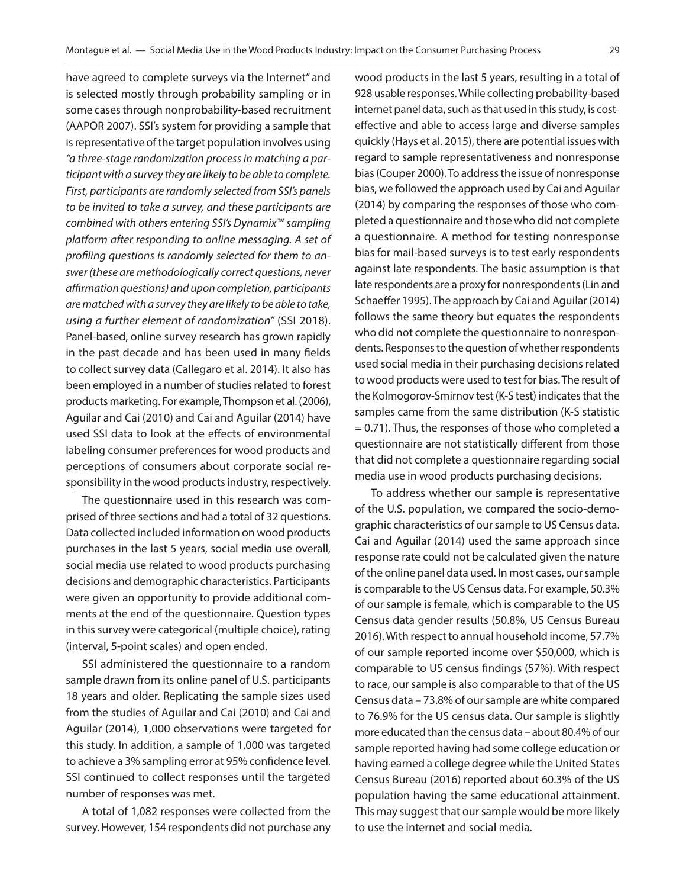have agreed to complete surveys via the Internet" and is selected mostly through probability sampling or in some cases through nonprobability-based recruitment (AAPOR 2007). SSI's system for providing a sample that is representative of the target population involves using *"a three-stage randomization process in matching a participant with a survey they are likely to be able to complete. First, participants are randomly selected from SSI's panels to be invited to take a survey, and these participants are combined with others entering SSI's Dynamix™ sampling platform after responding to online messaging. A set of profiling questions is randomly selected for them to answer (these are methodologically correct questions, never affirmation questions) and upon completion, participants are matched with a survey they are likely to be able to take, using a further element of randomization"* (SSI 2018). Panel-based, online survey research has grown rapidly in the past decade and has been used in many fields to collect survey data (Callegaro et al. 2014). It also has been employed in a number of studies related to forest products marketing. For example, Thompson et al. (2006), Aguilar and Cai (2010) and Cai and Aguilar (2014) have used SSI data to look at the effects of environmental labeling consumer preferences for wood products and perceptions of consumers about corporate social responsibility in the wood products industry, respectively.

The questionnaire used in this research was comprised of three sections and had a total of 32 questions. Data collected included information on wood products purchases in the last 5 years, social media use overall, social media use related to wood products purchasing decisions and demographic characteristics. Participants were given an opportunity to provide additional comments at the end of the questionnaire. Question types in this survey were categorical (multiple choice), rating (interval, 5-point scales) and open ended.

SSI administered the questionnaire to a random sample drawn from its online panel of U.S. participants 18 years and older. Replicating the sample sizes used from the studies of Aguilar and Cai (2010) and Cai and Aguilar (2014), 1,000 observations were targeted for this study. In addition, a sample of 1,000 was targeted to achieve a 3% sampling error at 95% confidence level. SSI continued to collect responses until the targeted number of responses was met.

A total of 1,082 responses were collected from the survey. However, 154 respondents did not purchase any wood products in the last 5 years, resulting in a total of 928 usable responses. While collecting probability-based internet panel data, such as that used in this study, is cost-effective and able to access large and diverse samples quickly (Hays et al. 2015), there are potential issues with regard to sample representativeness and nonresponse bias (Couper 2000). To address the issue of nonresponse bias, we followed the approach used by Cai and Aguilar (2014) by comparing the responses of those who completed a questionnaire and those who did not complete a questionnaire. A method for testing nonresponse bias for mail-based surveys is to test early respondents against late respondents. The basic assumption is that late respondents are a proxy for nonrespondents (Lin and Schaeffer 1995). The approach by Cai and Aguilar (2014) follows the same theory but equates the respondents who did not complete the questionnaire to nonrespondents. Responses to the question of whether respondents used social media in their purchasing decisions related to wood products were used to test for bias. The result of the Kolmogorov-Smirnov test (K-S test) indicates that the samples came from the same distribution (K-S statistic = 0.71). Thus, the responses of those who completed a questionnaire are not statistically different from those that did not complete a questionnaire regarding social media use in wood products purchasing decisions.

To address whether our sample is representative of the U.S. population, we compared the socio-demographic characteristics of our sample to US Census data. Cai and Aguilar (2014) used the same approach since response rate could not be calculated given the nature of the online panel data used. In most cases, our sample is comparable to the US Census data. For example, 50.3% of our sample is female, which is comparable to the US Census data gender results (50.8%, US Census Bureau 2016). With respect to annual household income, 57.7% of our sample reported income over $50,000, which is comparable to US census findings (57%). With respect to race, our sample is also comparable to that of the US Census data – 73.8% of our sample are white compared to 76.9% for the US census data. Our sample is slightly more educated than the census data – about 80.4% of our sample reported having had some college education or having earned a college degree while the United States Census Bureau (2016) reported about 60.3% of the US population having the same educational attainment. This may suggest that our sample would be more likely to use the internet and social media.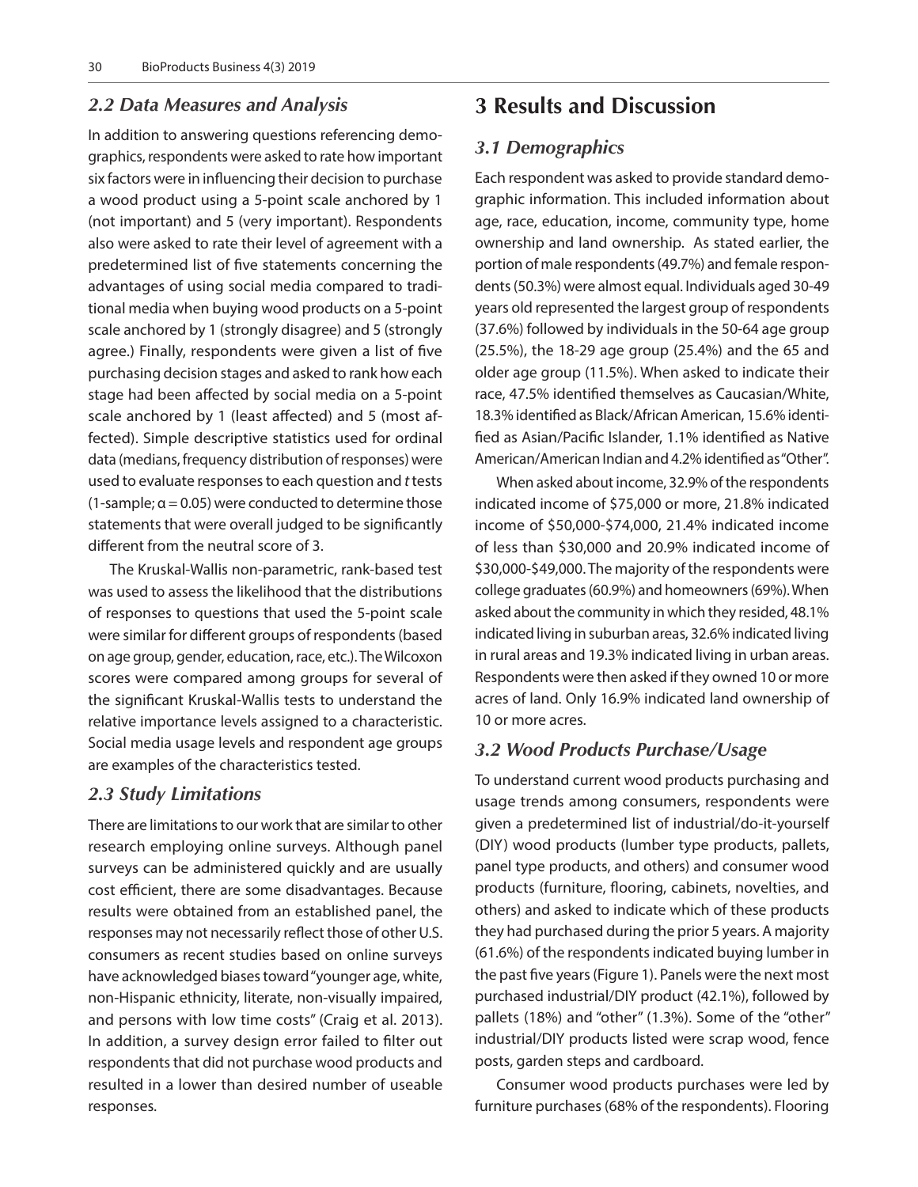### *2.2 Data Measures and Analysis*

In addition to answering questions referencing demographics, respondents were asked to rate how important six factors were in influencing their decision to purchase a wood product using a 5-point scale anchored by 1 (not important) and 5 (very important). Respondents also were asked to rate their level of agreement with a predetermined list of five statements concerning the advantages of using social media compared to traditional media when buying wood products on a 5-point scale anchored by 1 (strongly disagree) and 5 (strongly agree.) Finally, respondents were given a list of five purchasing decision stages and asked to rank how each stage had been affected by social media on a 5-point scale anchored by 1 (least affected) and 5 (most affected). Simple descriptive statistics used for ordinal data (medians, frequency distribution of responses) were used to evaluate responses to each question and *t* tests (1-sample; $\alpha = 0.05$) were conducted to determine those statements that were overall judged to be significantly different from the neutral score of 3.

The Kruskal-Wallis non-parametric, rank-based test was used to assess the likelihood that the distributions of responses to questions that used the 5-point scale were similar for different groups of respondents (based on age group, gender, education, race, etc.). The Wilcoxon scores were compared among groups for several of the significant Kruskal-Wallis tests to understand the relative importance levels assigned to a characteristic. Social media usage levels and respondent age groups are examples of the characteristics tested.

### *2.3 Study Limitations*

There are limitations to our work that are similar to other research employing online surveys. Although panel surveys can be administered quickly and are usually cost efficient, there are some disadvantages. Because results were obtained from an established panel, the responses may not necessarily reflect those of other U.S. consumers as recent studies based on online surveys have acknowledged biases toward "younger age, white, non-Hispanic ethnicity, literate, non-visually impaired, and persons with low time costs" (Craig et al. 2013). In addition, a survey design error failed to filter out respondents that did not purchase wood products and resulted in a lower than desired number of useable responses.

## 3 Results and Discussion

### *3.1 Demographics*

Each respondent was asked to provide standard demographic information. This included information about age, race, education, income, community type, home ownership and land ownership. As stated earlier, the portion of male respondents (49.7%) and female respondents (50.3%) were almost equal. Individuals aged 30-49 years old represented the largest group of respondents (37.6%) followed by individuals in the 50-64 age group (25.5%), the 18-29 age group (25.4%) and the 65 and older age group (11.5%). When asked to indicate their race, 47.5% identified themselves as Caucasian/White, 18.3% identified as Black/African American, 15.6% identified as Asian/Pacific Islander, 1.1% identified as Native American/American Indian and 4.2% identified as "Other".

When asked about income, 32.9% of the respondents indicated income of \$75,000 or more, 21.8% indicated income of \$50,000-\$74,000, 21.4% indicated income of less than \$30,000 and 20.9% indicated income of \$30,000-\$49,000. The majority of the respondents were college graduates (60.9%) and homeowners (69%). When asked about the community in which they resided, 48.1% indicated living in suburban areas, 32.6% indicated living in rural areas and 19.3% indicated living in urban areas. Respondents were then asked if they owned 10 or more acres of land. Only 16.9% indicated land ownership of 10 or more acres.

### *3.2 Wood Products Purchase/Usage*

To understand current wood products purchasing and usage trends among consumers, respondents were given a predetermined list of industrial/do-it-yourself (DIY) wood products (lumber type products, pallets, panel type products, and others) and consumer wood products (furniture, flooring, cabinets, novelties, and others) and asked to indicate which of these products they had purchased during the prior 5 years. A majority (61.6%) of the respondents indicated buying lumber in the past five years (Figure 1). Panels were the next most purchased industrial/DIY product (42.1%), followed by pallets (18%) and "other" (1.3%). Some of the "other" industrial/DIY products listed were scrap wood, fence posts, garden steps and cardboard.

Consumer wood products purchases were led by furniture purchases (68% of the respondents). Flooring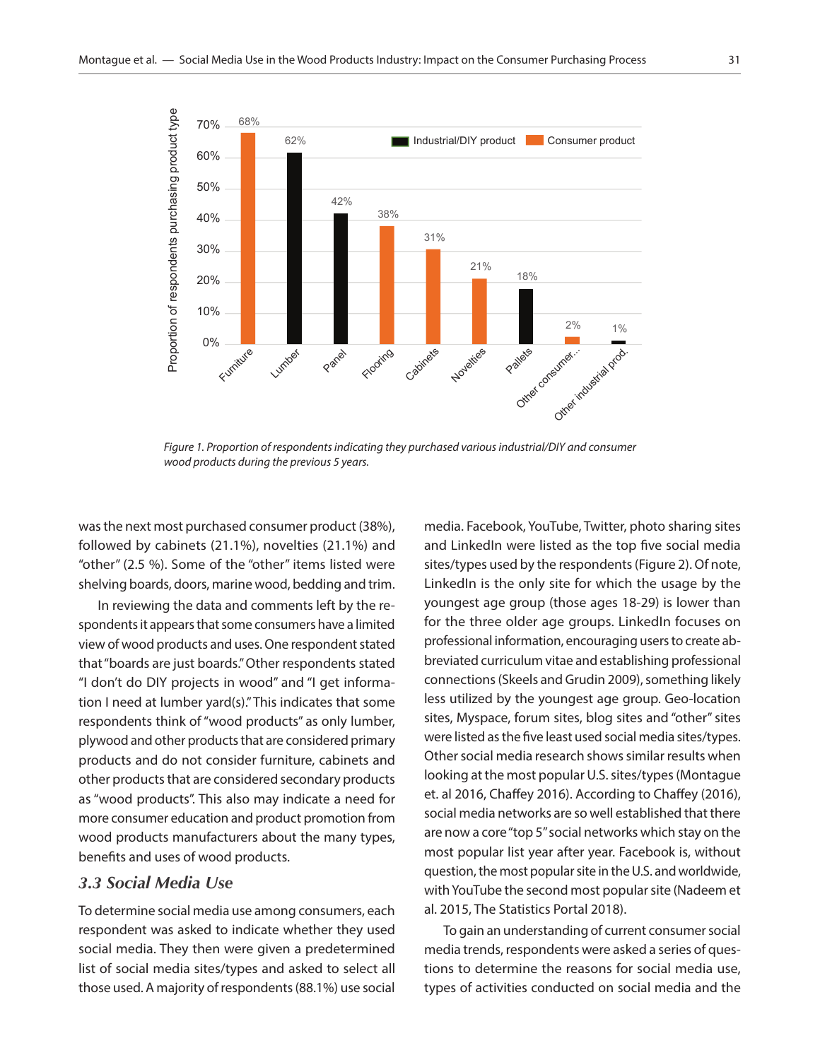Figure 1. Proportion of respondents indicating they purchased various industrial/DIY and consumer wood products during the previous 5 years.

was the next most purchased consumer product (38%), followed by cabinets (21.1%), novelties (21.1%) and "other" (2.5 %). Some of the "other" items listed were shelving boards, doors, marine wood, bedding and trim.

In reviewing the data and comments left by the respondents it appears that some consumers have a limited view of wood products and uses. One respondent stated that "boards are just boards." Other respondents stated "I don't do DIY projects in wood" and "I get information I need at lumber yard(s)." This indicates that some respondents think of "wood products" as only lumber, plywood and other products that are considered primary products and do not consider furniture, cabinets and other products that are considered secondary products as "wood products". This also may indicate a need for more consumer education and product promotion from wood products manufacturers about the many types, benefits and uses of wood products.

### 3.3 Social Media Use

To determine social media use among consumers, each respondent was asked to indicate whether they used social media. They then were given a predetermined list of social media sites/types and asked to select all those used. A majority of respondents (88.1%) use social media. Facebook, YouTube, Twitter, photo sharing sites and LinkedIn were listed as the top five social media sites/types used by the respondents (Figure 2). Of note, LinkedIn is the only site for which the usage by the youngest age group (those ages 18-29) is lower than for the three older age groups. LinkedIn focuses on professional information, encouraging users to create abbreviated curriculum vitae and establishing professional connections (Skeels and Grudin 2009), something likely less utilized by the youngest age group. Geo-location sites, Myspace, forum sites, blog sites and "other" sites were listed as the five least used social media sites/types. Other social media research shows similar results when looking at the most popular U.S. sites/types (Montague et. al 2016, Chaffey 2016). According to Chaffey (2016), social media networks are so well established that there are now a core "top 5" social networks which stay on the most popular list year after year. Facebook is, without question, the most popular site in the U.S. and worldwide, with YouTube the second most popular site (Nadeem et al. 2015, The Statistics Portal 2018).

To gain an understanding of current consumer social media trends, respondents were asked a series of questions to determine the reasons for social media use, types of activities conducted on social media and the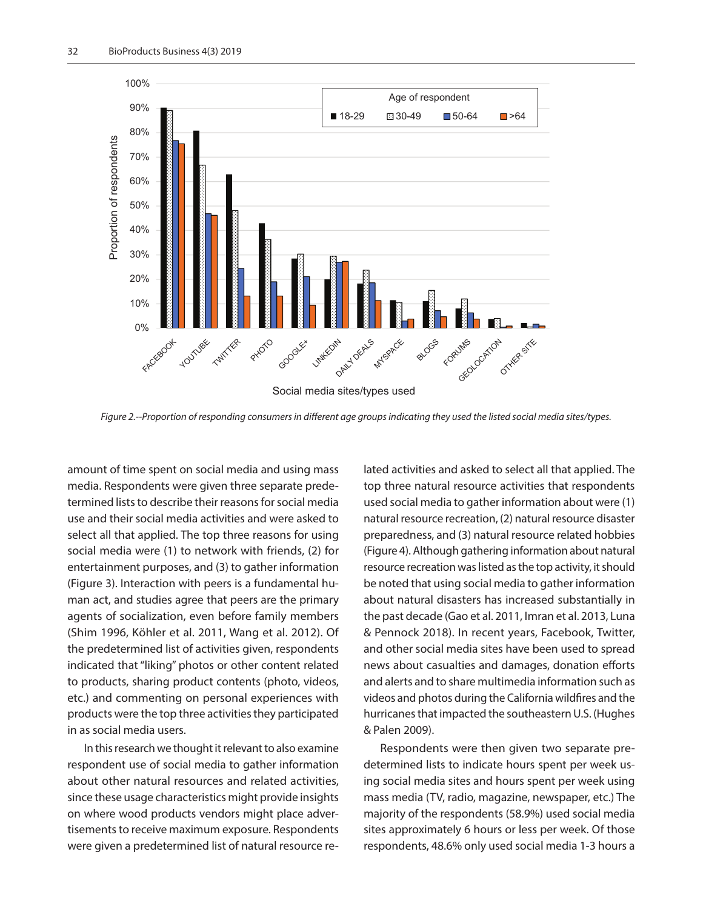Figure 2.--Proportion of responding consumers in different age groups indicating they used the listed social media sites/types.

amount of time spent on social media and using mass media. Respondents were given three separate predetermined lists to describe their reasons for social media use and their social media activities and were asked to select all that applied. The top three reasons for using social media were (1) to network with friends, (2) for entertainment purposes, and (3) to gather information (Figure 3). Interaction with peers is a fundamental human act, and studies agree that peers are the primary agents of socialization, even before family members (Shim 1996, Köhler et al. 2011, Wang et al. 2012). Of the predetermined list of activities given, respondents indicated that "liking" photos or other content related to products, sharing product contents (photo, videos, etc.) and commenting on personal experiences with products were the top three activities they participated in as social media users.

In this research we thought it relevant to also examine respondent use of social media to gather information about other natural resources and related activities, since these usage characteristics might provide insights on where wood products vendors might place advertisements to receive maximum exposure. Respondents were given a predetermined list of natural resource related activities and asked to select all that applied. The top three natural resource activities that respondents used social media to gather information about were (1) natural resource recreation, (2) natural resource disaster preparedness, and (3) natural resource related hobbies (Figure 4). Although gathering information about natural resource recreation was listed as the top activity, it should be noted that using social media to gather information about natural disasters has increased substantially in the past decade (Gao et al. 2011, Imran et al. 2013, Luna & Pennock 2018). In recent years, Facebook, Twitter, and other social media sites have been used to spread news about casualties and damages, donation efforts and alerts and to share multimedia information such as videos and photos during the California wildfires and the hurricanes that impacted the southeastern U.S. (Hughes & Palen 2009).

Respondents were then given two separate predetermined lists to indicate hours spent per week using social media sites and hours spent per week using mass media (TV, radio, magazine, newspaper, etc.) The majority of the respondents (58.9%) used social media sites approximately 6 hours or less per week. Of those respondents, 48.6% only used social media 1-3 hours a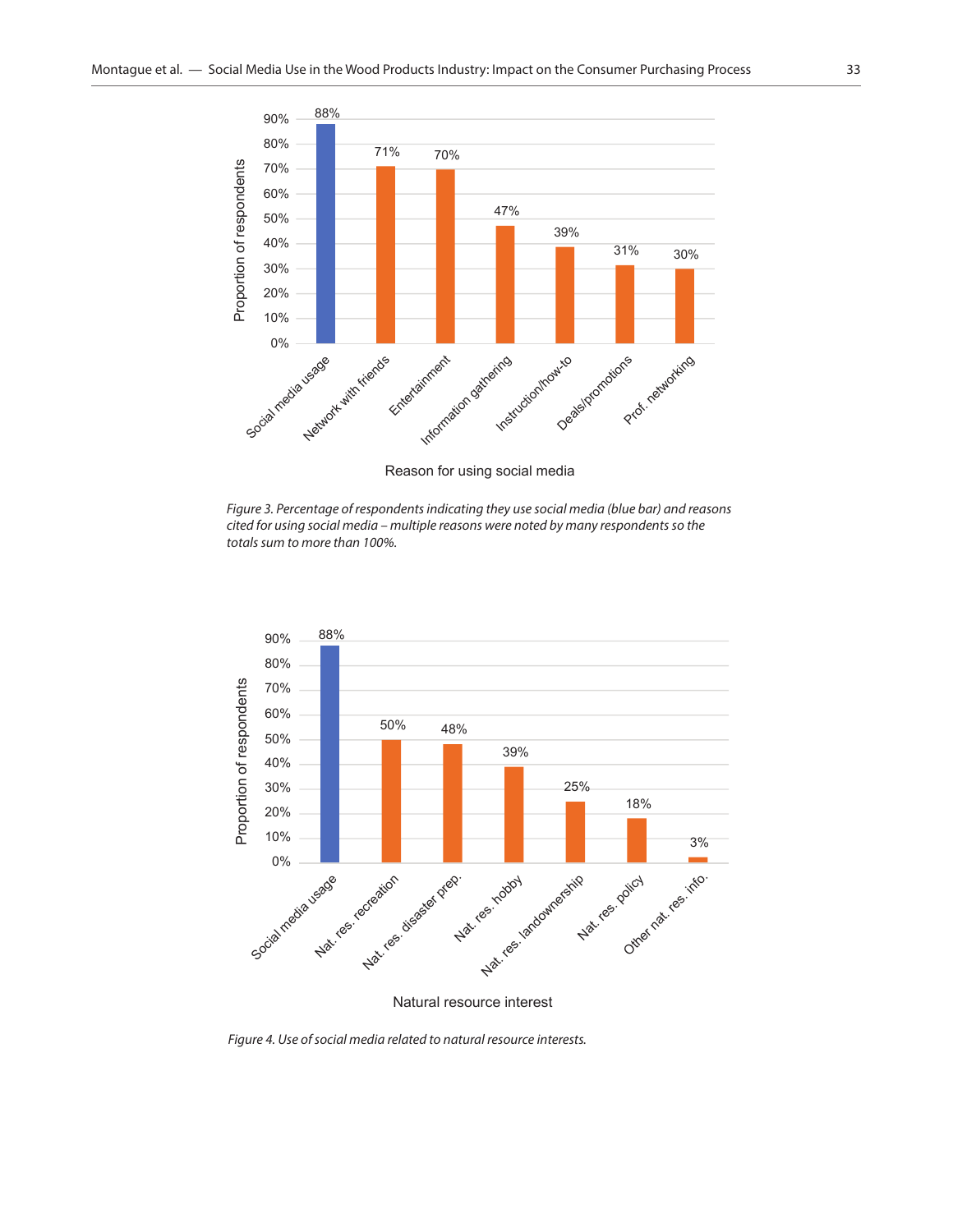*Figure 3. Percentage of respondents indicating they use social media (blue bar) and reasons cited for using social media – multiple reasons were noted by many respondents so the totals sum to more than 100%.*

*Figure 4. Use of social media related to natural resource interests.*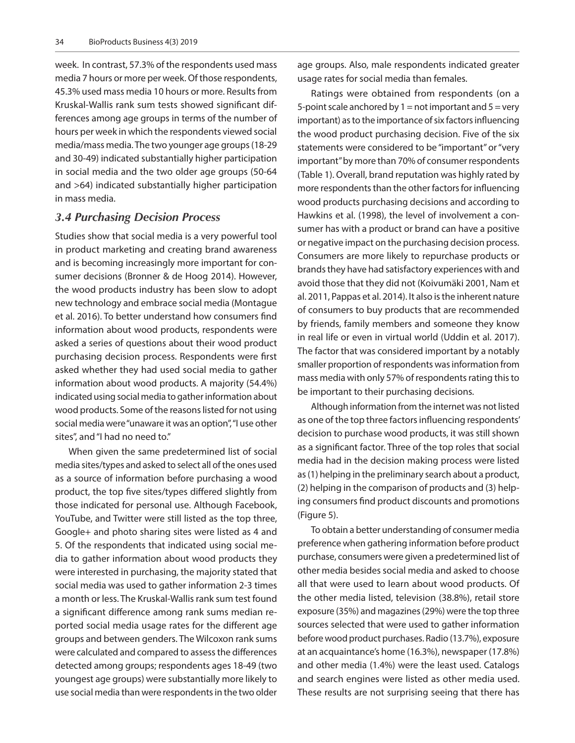week. In contrast, 57.3% of the respondents used mass media 7 hours or more per week. Of those respondents, 45.3% used mass media 10 hours or more. Results from Kruskal-Wallis rank sum tests showed significant differences among age groups in terms of the number of hours per week in which the respondents viewed social media/mass media. The two younger age groups (18-29 and 30-49) indicated substantially higher participation in social media and the two older age groups (50-64 and >64) indicated substantially higher participation in mass media.

### *3.4 Purchasing Decision Process*

Studies show that social media is a very powerful tool in product marketing and creating brand awareness and is becoming increasingly more important for consumer decisions (Bronner & de Hoog 2014). However, the wood products industry has been slow to adopt new technology and embrace social media (Montague et al. 2016). To better understand how consumers find information about wood products, respondents were asked a series of questions about their wood product purchasing decision process. Respondents were first asked whether they had used social media to gather information about wood products. A majority (54.4%) indicated using social media to gather information about wood products. Some of the reasons listed for not using social media were "unaware it was an option", "I use other sites", and "I had no need to."

When given the same predetermined list of social media sites/types and asked to select all of the ones used as a source of information before purchasing a wood product, the top five sites/types differed slightly from those indicated for personal use. Although Facebook, YouTube, and Twitter were still listed as the top three, Google+ and photo sharing sites were listed as 4 and 5. Of the respondents that indicated using social media to gather information about wood products they were interested in purchasing, the majority stated that social media was used to gather information 2-3 times a month or less. The Kruskal-Wallis rank sum test found a significant difference among rank sums median reported social media usage rates for the different age groups and between genders. The Wilcoxon rank sums were calculated and compared to assess the differences detected among groups; respondents ages 18-49 (two youngest age groups) were substantially more likely to use social media than were respondents in the two older age groups. Also, male respondents indicated greater usage rates for social media than females.

Ratings were obtained from respondents (on a 5-point scale anchored by 1 = not important and 5 = very important) as to the importance of six factors influencing the wood product purchasing decision. Five of the six statements were considered to be "important" or "very important" by more than 70% of consumer respondents (Table 1). Overall, brand reputation was highly rated by more respondents than the other factors for influencing wood products purchasing decisions and according to Hawkins et al. (1998), the level of involvement a consumer has with a product or brand can have a positive or negative impact on the purchasing decision process. Consumers are more likely to repurchase products or brands they have had satisfactory experiences with and avoid those that they did not (Koivumäki 2001, Nam et al. 2011, Pappas et al. 2014). It also is the inherent nature of consumers to buy products that are recommended by friends, family members and someone they know in real life or even in virtual world (Uddin et al. 2017). The factor that was considered important by a notably smaller proportion of respondents was information from mass media with only 57% of respondents rating this to be important to their purchasing decisions.

Although information from the internet was not listed as one of the top three factors influencing respondents' decision to purchase wood products, it was still shown as a significant factor. Three of the top roles that social media had in the decision making process were listed as (1) helping in the preliminary search about a product, (2) helping in the comparison of products and (3) helping consumers find product discounts and promotions (Figure 5).

To obtain a better understanding of consumer media preference when gathering information before product purchase, consumers were given a predetermined list of other media besides social media and asked to choose all that were used to learn about wood products. Of the other media listed, television (38.8%), retail store exposure (35%) and magazines (29%) were the top three sources selected that were used to gather information before wood product purchases. Radio (13.7%), exposure at an acquaintance's home (16.3%), newspaper (17.8%) and other media (1.4%) were the least used. Catalogs and search engines were listed as other media used. These results are not surprising seeing that there has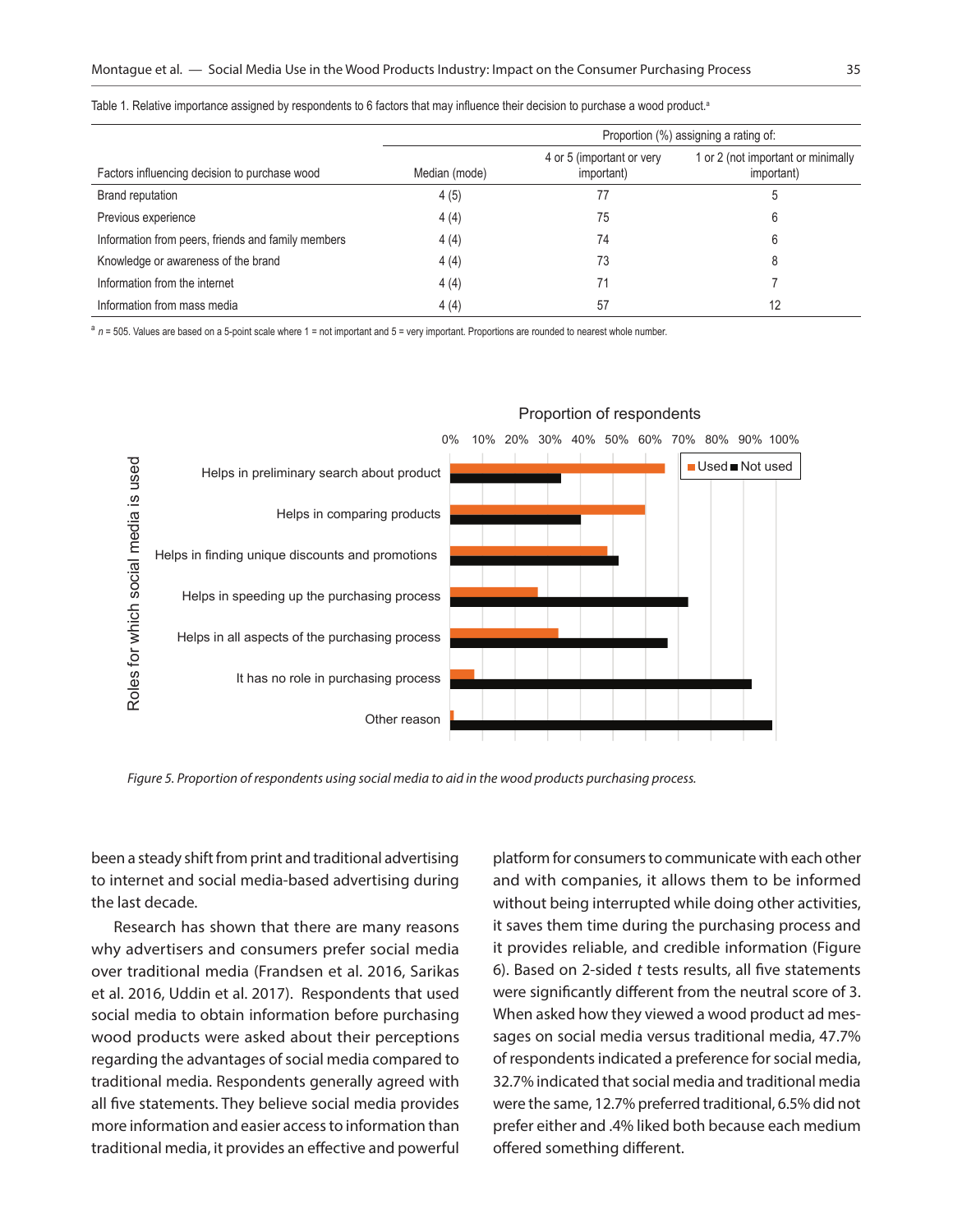Table 1. Relative importance assigned by respondents to 6 factors that may influence their decision to purchase a wood product.[a]

| Factors influencing decision to purchase wood | Median (mode) | Proportion (%) assigning a rating of: 4 or 5 (important or very important) | 1 or 2 (not important or minimally important) |
|---|---|---|---|
| Brand reputation | 4 (5) | 77 | 5 |
| Previous experience | 4 (4) | 75 | 6 |
| Information from peers, friends and family members | 4 (4) | 74 | 6 |
| Knowledge or awareness of the brand | 4 (4) | 73 | 8 |
| Information from the internet | 4 (4) | 71 | 7 |
| Information from mass media | 4 (4) | 57 | 12 |

[a] $n$ = 505. Values are based on a 5-point scale where 1 = not important and 5 = very important. Proportions are rounded to nearest whole number.

*Figure 5. Proportion of respondents using social media to aid in the wood products purchasing process.*

been a steady shift from print and traditional advertising to internet and social media-based advertising during the last decade.

Research has shown that there are many reasons why advertisers and consumers prefer social media over traditional media (Frandsen et al. 2016, Sarikas et al. 2016, Uddin et al. 2017). Respondents that used social media to obtain information before purchasing wood products were asked about their perceptions regarding the advantages of social media compared to traditional media. Respondents generally agreed with all five statements. They believe social media provides more information and easier access to information than traditional media, it provides an effective and powerful platform for consumers to communicate with each other and with companies, it allows them to be informed without being interrupted while doing other activities, it saves them time during the purchasing process and it provides reliable, and credible information (Figure 6). Based on 2-sided $t$ tests results, all five statements were significantly different from the neutral score of 3. When asked how they viewed a wood product ad messages on social media versus traditional media, 47.7% of respondents indicated a preference for social media, 32.7% indicated that social media and traditional media were the same, 12.7% preferred traditional, 6.5% did not prefer either and .4% liked both because each medium offered something different.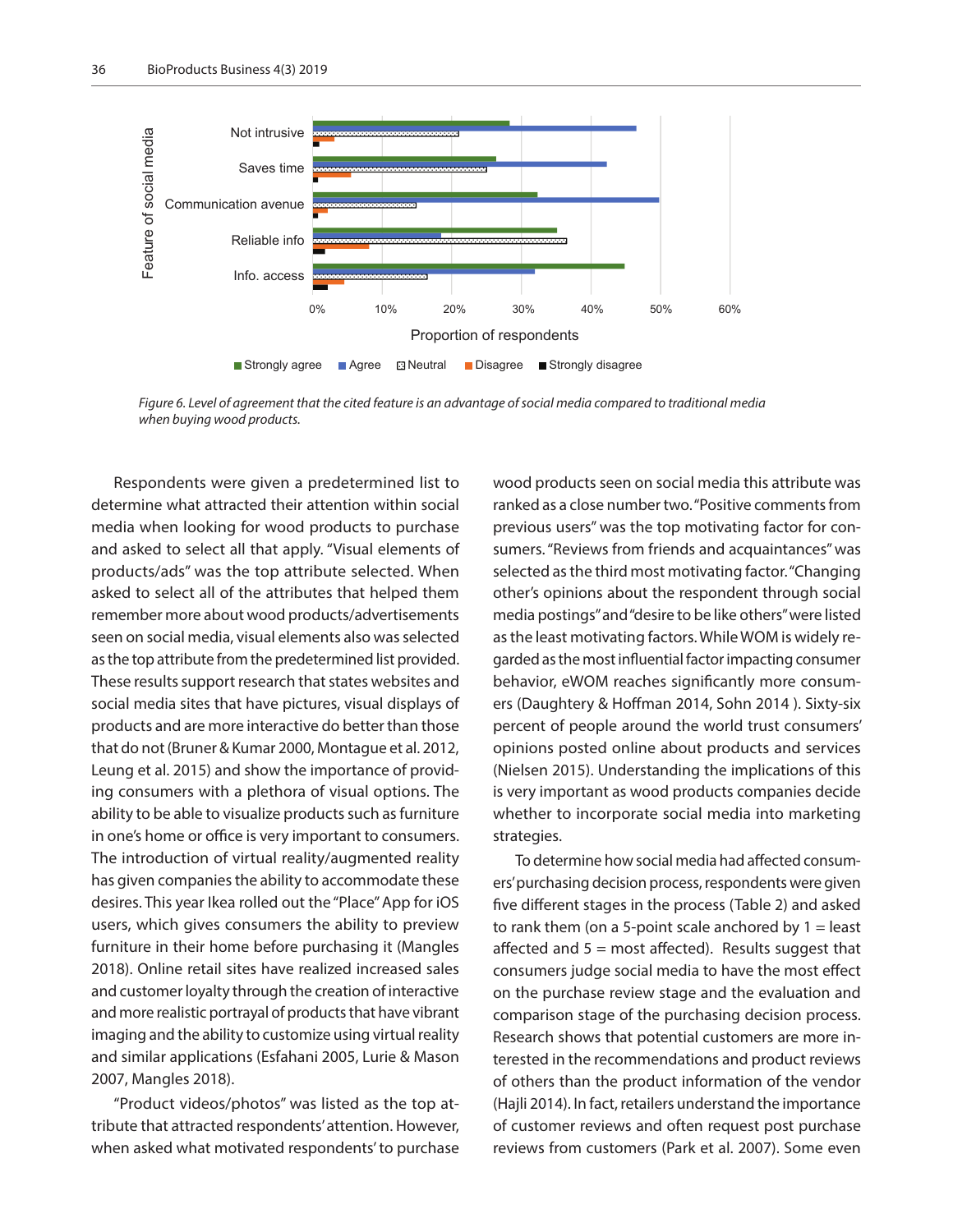*Figure 6. Level of agreement that the cited feature is an advantage of social media compared to traditional media when buying wood products.*

Respondents were given a predetermined list to determine what attracted their attention within social media when looking for wood products to purchase and asked to select all that apply. "Visual elements of products/ads" was the top attribute selected. When asked to select all of the attributes that helped them remember more about wood products/advertisements seen on social media, visual elements also was selected as the top attribute from the predetermined list provided. These results support research that states websites and social media sites that have pictures, visual displays of products and are more interactive do better than those that do not (Bruner & Kumar 2000, Montague et al. 2012, Leung et al. 2015) and show the importance of providing consumers with a plethora of visual options. The ability to be able to visualize products such as furniture in one's home or office is very important to consumers. The introduction of virtual reality/augmented reality has given companies the ability to accommodate these desires. This year Ikea rolled out the "Place" App for iOS users, which gives consumers the ability to preview furniture in their home before purchasing it (Mangles 2018). Online retail sites have realized increased sales and customer loyalty through the creation of interactive and more realistic portrayal of products that have vibrant imaging and the ability to customize using virtual reality and similar applications (Esfahani 2005, Lurie & Mason 2007, Mangles 2018).

"Product videos/photos" was listed as the top attribute that attracted respondents' attention. However, when asked what motivated respondents' to purchase wood products seen on social media this attribute was ranked as a close number two. "Positive comments from previous users" was the top motivating factor for consumers. "Reviews from friends and acquaintances" was selected as the third most motivating factor. "Changing other's opinions about the respondent through social media postings" and "desire to be like others" were listed as the least motivating factors. While WOM is widely regarded as the most influential factor impacting consumer behavior, eWOM reaches significantly more consumers (Daughtery & Hoffman 2014, Sohn 2014 ). Sixty-six percent of people around the world trust consumers' opinions posted online about products and services (Nielsen 2015). Understanding the implications of this is very important as wood products companies decide whether to incorporate social media into marketing strategies.

To determine how social media had affected consumers' purchasing decision process, respondents were given five different stages in the process (Table 2) and asked to rank them (on a 5-point scale anchored by 1 = least affected and 5 = most affected). Results suggest that consumers judge social media to have the most effect on the purchase review stage and the evaluation and comparison stage of the purchasing decision process. Research shows that potential customers are more interested in the recommendations and product reviews of others than the product information of the vendor (Hajli 2014). In fact, retailers understand the importance of customer reviews and often request post purchase reviews from customers (Park et al. 2007). Some even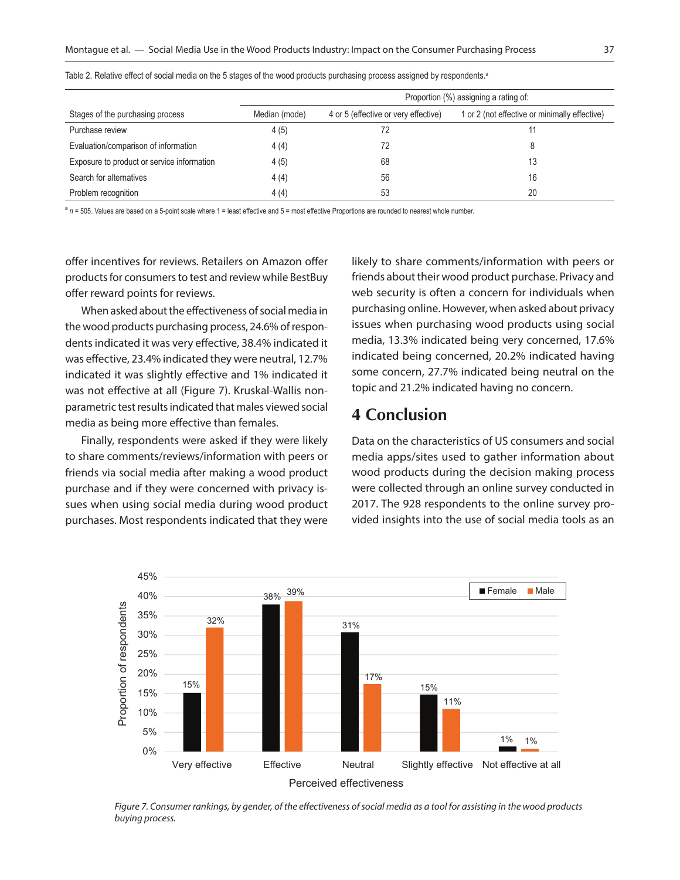Table 2. Relative effect of social media on the 5 stages of the wood products purchasing process assigned by respondents.[a]

| Stages of the purchasing process | Median (mode) | Proportion (%) assigning a rating of: 4 or 5 (effective or very effective) | 1 or 2 (not effective or minimally effective) |
|---|---|---|---|
| Purchase review | 4 (5) | 72 | 11 |
| Evaluation/comparison of information | 4 (4) | 72 | 8 |
| Exposure to product or service information | 4 (5) | 68 | 13 |
| Search for alternatives | 4 (4) | 56 | 16 |
| Problem recognition | 4 (4) | 53 | 20 |

[a] *n* = 505. Values are based on a 5-point scale where 1 = least effective and 5 = most effective Proportions are rounded to nearest whole number.

offer incentives for reviews. Retailers on Amazon offer products for consumers to test and review while BestBuy offer reward points for reviews.

When asked about the effectiveness of social media in the wood products purchasing process, 24.6% of respondents indicated it was very effective, 38.4% indicated it was effective, 23.4% indicated they were neutral, 12.7% indicated it was slightly effective and 1% indicated it was not effective at all (Figure 7). Kruskal-Wallis nonparametric test results indicated that males viewed social media as being more effective than females.

Finally, respondents were asked if they were likely to share comments/reviews/information with peers or friends via social media after making a wood product purchase and if they were concerned with privacy issues when using social media during wood product purchases. Most respondents indicated that they were likely to share comments/information with peers or friends about their wood product purchase. Privacy and web security is often a concern for individuals when purchasing online. However, when asked about privacy issues when purchasing wood products using social media, 13.3% indicated being very concerned, 17.6% indicated being concerned, 20.2% indicated having some concern, 27.7% indicated being neutral on the topic and 21.2% indicated having no concern.

## 4 Conclusion

Data on the characteristics of US consumers and social media apps/sites used to gather information about wood products during the decision making process were collected through an online survey conducted in 2017. The 928 respondents to the online survey provided insights into the use of social media tools as an

*Figure 7. Consumer rankings, by gender, of the effectiveness of social media as a tool for assisting in the wood products buying process.*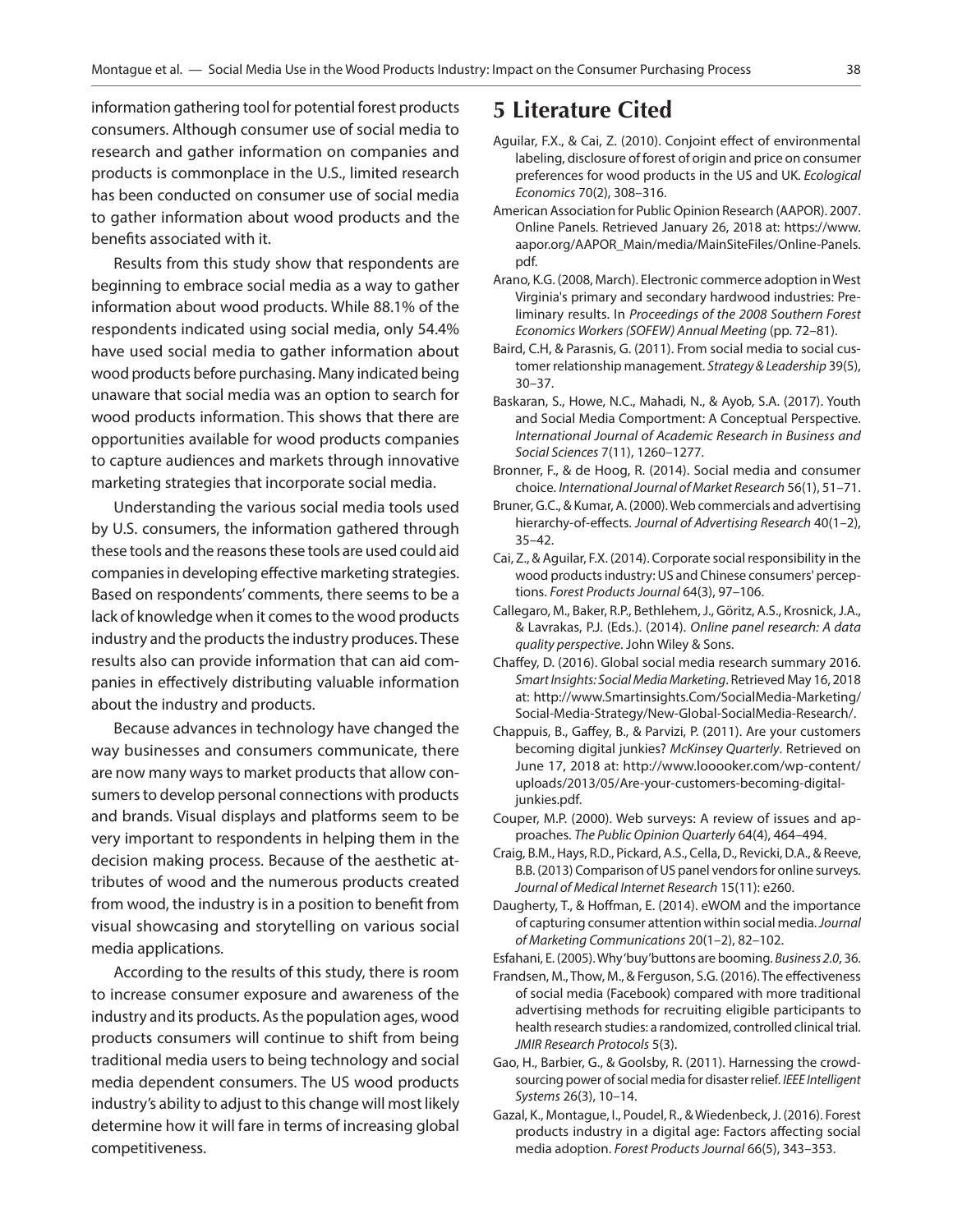information gathering tool for potential forest products consumers. Although consumer use of social media to research and gather information on companies and products is commonplace in the U.S., limited research has been conducted on consumer use of social media to gather information about wood products and the benefits associated with it.

Results from this study show that respondents are beginning to embrace social media as a way to gather information about wood products. While 88.1% of the respondents indicated using social media, only 54.4% have used social media to gather information about wood products before purchasing. Many indicated being unaware that social media was an option to search for wood products information. This shows that there are opportunities available for wood products companies to capture audiences and markets through innovative marketing strategies that incorporate social media.

Understanding the various social media tools used by U.S. consumers, the information gathered through these tools and the reasons these tools are used could aid companies in developing effective marketing strategies. Based on respondents' comments, there seems to be a lack of knowledge when it comes to the wood products industry and the products the industry produces. These results also can provide information that can aid companies in effectively distributing valuable information about the industry and products.

Because advances in technology have changed the way businesses and consumers communicate, there are now many ways to market products that allow consumers to develop personal connections with products and brands. Visual displays and platforms seem to be very important to respondents in helping them in the decision making process. Because of the aesthetic attributes of wood and the numerous products created from wood, the industry is in a position to benefit from visual showcasing and storytelling on various social media applications.

According to the results of this study, there is room to increase consumer exposure and awareness of the industry and its products. As the population ages, wood products consumers will continue to shift from being traditional media users to being technology and social media dependent consumers. The US wood products industry's ability to adjust to this change will most likely determine how it will fare in terms of increasing global competitiveness.

# 5 Literature Cited

Aguilar, F.X., & Cai, Z. (2010). Conjoint effect of environmental labeling, disclosure of forest of origin and price on consumer preferences for wood products in the US and UK. *Ecological Economics* 70(2), 308–316.

American Association for Public Opinion Research (AAPOR). 2007. Online Panels. Retrieved January 26, 2018 at: https://www.aapor.org/AAPOR_Main/media/MainSiteFiles/Online-Panels.pdf.

Arano, K.G. (2008, March). Electronic commerce adoption in West Virginia's primary and secondary hardwood industries: Preliminary results. In *Proceedings of the 2008 Southern Forest Economics Workers (SOFEW) Annual Meeting* (pp. 72–81).

Baird, C.H, & Parasnis, G. (2011). From social media to social customer relationship management. *Strategy & Leadership* 39(5), 30–37.

Baskaran, S., Howe, N.C., Mahadi, N., & Ayob, S.A. (2017). Youth and Social Media Comportment: A Conceptual Perspective. *International Journal of Academic Research in Business and Social Sciences* 7(11), 1260–1277.

Bronner, F., & de Hoog, R. (2014). Social media and consumer choice. *International Journal of Market Research* 56(1), 51–71.

Bruner, G.C., & Kumar, A. (2000). Web commercials and advertising hierarchy-of-effects. *Journal of Advertising Research* 40(1–2), 35–42.

Cai, Z., & Aguilar, F.X. (2014). Corporate social responsibility in the wood products industry: US and Chinese consumers' perceptions. *Forest Products Journal* 64(3), 97–106.

Callegaro, M., Baker, R.P., Bethlehem, J., Göritz, A.S., Krosnick, J.A., & Lavrakas, P.J. (Eds.). (2014). *Online panel research: A data quality perspective*. John Wiley & Sons.

Chaffey, D. (2016). Global social media research summary 2016. *Smart Insights: Social Media Marketing*. Retrieved May 16, 2018 at: http://www.Smartinsights.Com/SocialMedia-Marketing/Social-Media-Strategy/New-Global-SocialMedia-Research/.

Chappuis, B., Gaffey, B., & Parvizi, P. (2011). Are your customers becoming digital junkies? *McKinsey Quarterly*. Retrieved on June 17, 2018 at: http://www.looooker.com/wp-content/uploads/2013/05/Are-your-customers-becoming-digital-junkies.pdf.

Couper, M.P. (2000). Web surveys: A review of issues and approaches. *The Public Opinion Quarterly* 64(4), 464–494.

Craig, B.M., Hays, R.D., Pickard, A.S., Cella, D., Revicki, D.A., & Reeve, B.B. (2013) Comparison of US panel vendors for online surveys. *Journal of Medical Internet Research* 15(11): e260.

Daugherty, T., & Hoffman, E. (2014). eWOM and the importance of capturing consumer attention within social media. *Journal of Marketing Communications* 20(1–2), 82–102.

Esfahani, E. (2005). Why 'buy' buttons are booming. *Business 2.0*, 36.

Frandsen, M., Thow, M., & Ferguson, S.G. (2016). The effectiveness of social media (Facebook) compared with more traditional advertising methods for recruiting eligible participants to health research studies: a randomized, controlled clinical trial. *JMIR Research Protocols* 5(3).

Gao, H., Barbier, G., & Goolsby, R. (2011). Harnessing the crowdsourcing power of social media for disaster relief. *IEEE Intelligent Systems* 26(3), 10–14.

Gazal, K., Montague, I., Poudel, R., & Wiedenbeck, J. (2016). Forest products industry in a digital age: Factors affecting social media adoption. *Forest Products Journal* 66(5), 343–353.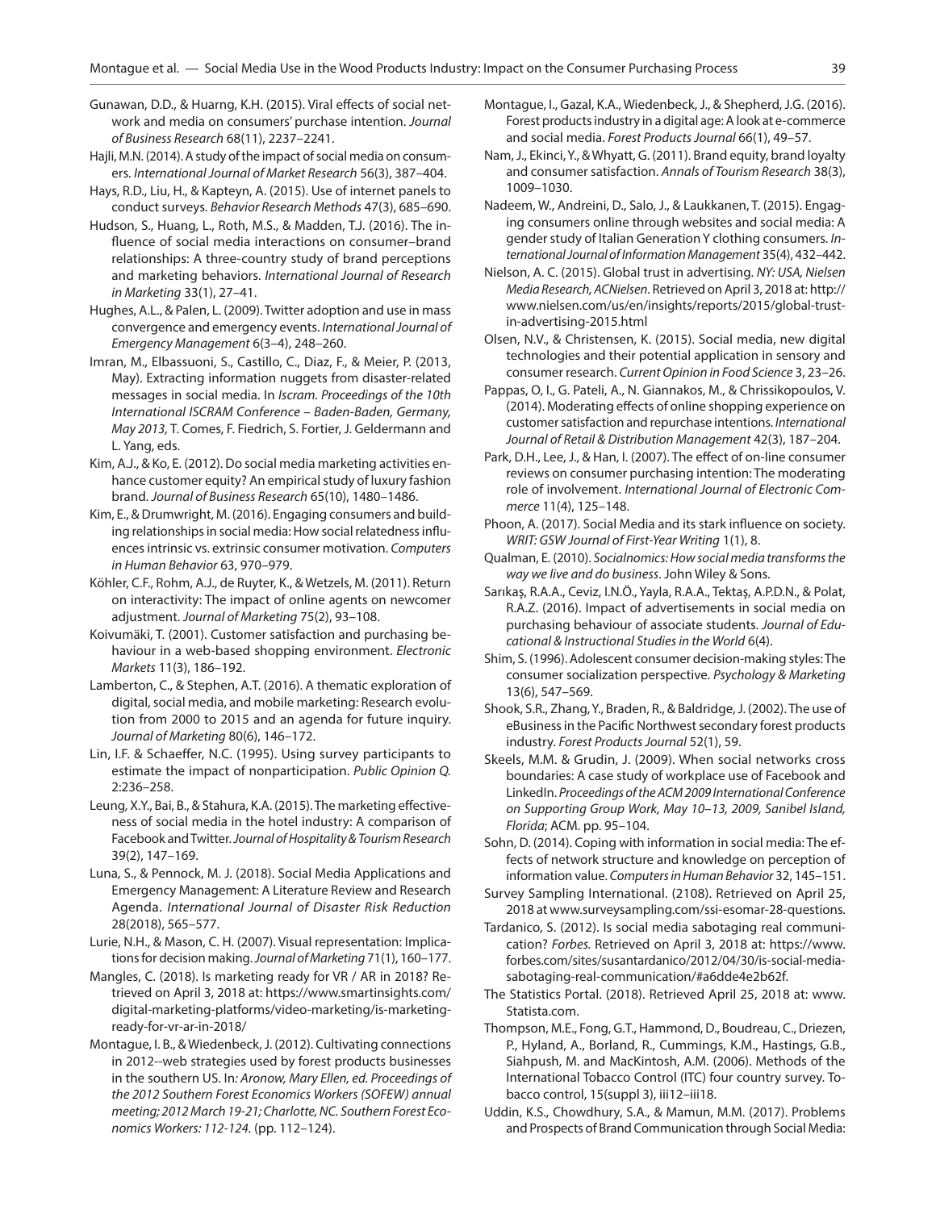Gunawan, D.D., & Huarng, K.H. (2015). Viral effects of social network and media on consumers' purchase intention. *Journal of Business Research* 68(11), 2237–2241.

Hajli, M.N. (2014). A study of the impact of social media on consumers. *International Journal of Market Research* 56(3), 387–404.

Hays, R.D., Liu, H., & Kapteyn, A. (2015). Use of internet panels to conduct surveys. *Behavior Research Methods* 47(3), 685–690.

Hudson, S., Huang, L., Roth, M.S., & Madden, T.J. (2016). The influence of social media interactions on consumer–brand relationships: A three-country study of brand perceptions and marketing behaviors. *International Journal of Research in Marketing* 33(1), 27–41.

Hughes, A.L., & Palen, L. (2009). Twitter adoption and use in mass convergence and emergency events. *International Journal of Emergency Management* 6(3–4), 248–260.

Imran, M., Elbassuoni, S., Castillo, C., Diaz, F., & Meier, P. (2013, May). Extracting information nuggets from disaster-related messages in social media. In *Iscram. Proceedings of the 10th International ISCRAM Conference – Baden-Baden, Germany, May 2013,* T. Comes, F. Fiedrich, S. Fortier, J. Geldermann and L. Yang, eds.

Kim, A.J., & Ko, E. (2012). Do social media marketing activities enhance customer equity? An empirical study of luxury fashion brand. *Journal of Business Research* 65(10), 1480–1486.

Kim, E., & Drumwright, M. (2016). Engaging consumers and building relationships in social media: How social relatedness influences intrinsic vs. extrinsic consumer motivation. *Computers in Human Behavior* 63, 970–979.

Köhler, C.F., Rohm, A.J., de Ruyter, K., & Wetzels, M. (2011). Return on interactivity: The impact of online agents on newcomer adjustment. *Journal of Marketing* 75(2), 93–108.

Koivumäki, T. (2001). Customer satisfaction and purchasing behaviour in a web-based shopping environment. *Electronic Markets* 11(3), 186–192.

Lamberton, C., & Stephen, A.T. (2016). A thematic exploration of digital, social media, and mobile marketing: Research evolution from 2000 to 2015 and an agenda for future inquiry. *Journal of Marketing* 80(6), 146–172.

Lin, I.F. & Schaeffer, N.C. (1995). Using survey participants to estimate the impact of nonparticipation. *Public Opinion Q.* 2:236–258.

Leung, X.Y., Bai, B., & Stahura, K.A. (2015). The marketing effectiveness of social media in the hotel industry: A comparison of Facebook and Twitter. *Journal of Hospitality & Tourism Research* 39(2), 147–169.

Luna, S., & Pennock, M. J. (2018). Social Media Applications and Emergency Management: A Literature Review and Research Agenda. *International Journal of Disaster Risk Reduction* 28(2018), 565–577.

Lurie, N.H., & Mason, C. H. (2007). Visual representation: Implications for decision making. *Journal of Marketing* 71(1), 160–177.

Mangles, C. (2018). Is marketing ready for VR / AR in 2018? Retrieved on April 3, 2018 at: https://www.smartinsights.com/digital-marketing-platforms/video-marketing/is-marketing-ready-for-vr-ar-in-2018/

Montague, I. B., & Wiedenbeck, J. (2012). Cultivating connections in 2012--web strategies used by forest products businesses in the southern US. In: *Aronow, Mary Ellen, ed. Proceedings of the 2012 Southern Forest Economics Workers (SOFEW) annual meeting; 2012 March 19-21; Charlotte, NC. Southern Forest Economics Workers: 112-124.* (pp. 112–124).

Montague, I., Gazal, K.A., Wiedenbeck, J., & Shepherd, J.G. (2016). Forest products industry in a digital age: A look at e-commerce and social media. *Forest Products Journal* 66(1), 49–57.

Nam, J., Ekinci, Y., & Whyatt, G. (2011). Brand equity, brand loyalty and consumer satisfaction. *Annals of Tourism Research* 38(3), 1009–1030.

Nadeem, W., Andreini, D., Salo, J., & Laukkanen, T. (2015). Engaging consumers online through websites and social media: A gender study of Italian Generation Y clothing consumers. *International Journal of Information Management* 35(4), 432–442.

Nielson, A. C. (2015). Global trust in advertising. *NY: USA, Nielsen Media Research, ACNielsen*. Retrieved on April 3, 2018 at: http://www.nielsen.com/us/en/insights/reports/2015/global-trust-in-advertising-2015.html

Olsen, N.V., & Christensen, K. (2015). Social media, new digital technologies and their potential application in sensory and consumer research. *Current Opinion in Food Science* 3, 23–26.

Pappas, O, I., G. Pateli, A., N. Giannakos, M., & Chrissikopoulos, V. (2014). Moderating effects of online shopping experience on customer satisfaction and repurchase intentions. *International Journal of Retail & Distribution Management* 42(3), 187–204.

Park, D.H., Lee, J., & Han, I. (2007). The effect of on-line consumer reviews on consumer purchasing intention: The moderating role of involvement. *International Journal of Electronic Commerce* 11(4), 125–148.

Phoon, A. (2017). Social Media and its stark influence on society. *WRIT: GSW Journal of First-Year Writing* 1(1), 8.

Qualman, E. (2010). *Socialnomics: How social media transforms the way we live and do business*. John Wiley & Sons.

Sarıkaş, R.A.A., Ceviz, I.N.Ö., Yayla, R.A.A., Tektaş, A.P.D.N., & Polat, R.A.Z. (2016). Impact of advertisements in social media on purchasing behaviour of associate students. *Journal of Educational & Instructional Studies in the World* 6(4).

Shim, S. (1996). Adolescent consumer decision-making styles: The consumer socialization perspective. *Psychology & Marketing* 13(6), 547–569.

Shook, S.R., Zhang, Y., Braden, R., & Baldridge, J. (2002). The use of eBusiness in the Pacific Northwest secondary forest products industry. *Forest Products Journal* 52(1), 59.

Skeels, M.M. & Grudin, J. (2009). When social networks cross boundaries: A case study of workplace use of Facebook and LinkedIn. *Proceedings of the ACM 2009 International Conference on Supporting Group Work, May 10–13, 2009, Sanibel Island, Florida*; ACM. pp. 95–104.

Sohn, D. (2014). Coping with information in social media: The effects of network structure and knowledge on perception of information value. *Computers in Human Behavior* 32, 145–151.

Survey Sampling International. (2108). Retrieved on April 25, 2018 at www.surveysampling.com/ssi-esomar-28-questions.

Tardanico, S. (2012). Is social media sabotaging real communication? *Forbes.* Retrieved on April 3, 2018 at: https://www.forbes.com/sites/susantardanico/2012/04/30/is-social-media-sabotaging-real-communication/#a6dde4e2b62f.

The Statistics Portal. (2018). Retrieved April 25, 2018 at: www.Statista.com.

Thompson, M.E., Fong, G.T., Hammond, D., Boudreau, C., Driezen, P., Hyland, A., Borland, R., Cummings, K.M., Hastings, G.B., Siahpush, M. and MacKintosh, A.M. (2006). Methods of the International Tobacco Control (ITC) four country survey. Tobacco control, 15(suppl 3), iii12–iii18.

Uddin, K.S., Chowdhury, S.A., & Mamun, M.M. (2017). Problems and Prospects of Brand Communication through Social Media: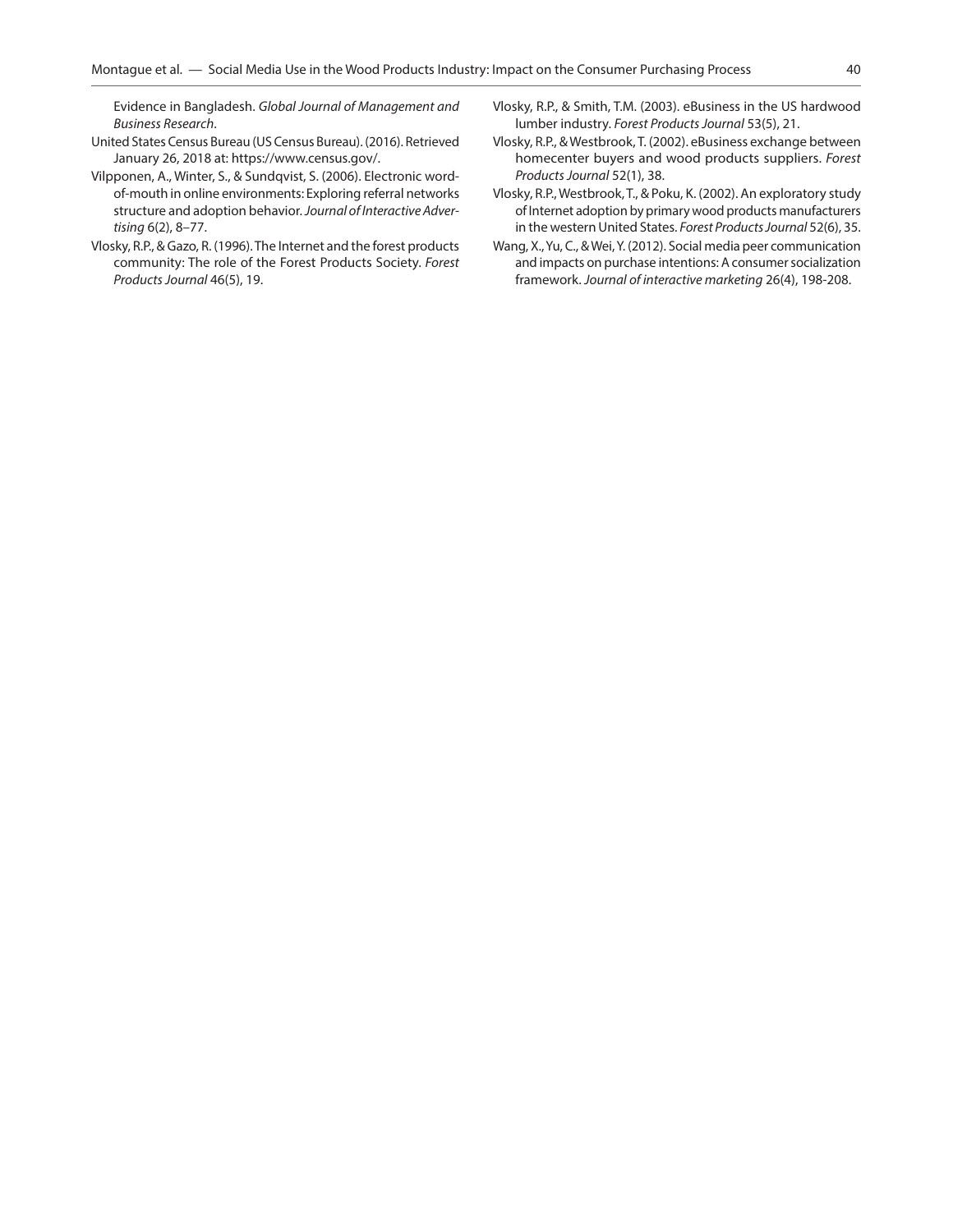Evidence in Bangladesh. *Global Journal of Management and Business Research*.

United States Census Bureau (US Census Bureau). (2016). Retrieved January 26, 2018 at: https://www.census.gov/.

Vilpponen, A., Winter, S., & Sundqvist, S. (2006). Electronic word-of-mouth in online environments: Exploring referral networks structure and adoption behavior. *Journal of Interactive Advertising* 6(2), 8–77.

Vlosky, R.P., & Gazo, R. (1996). The Internet and the forest products community: The role of the Forest Products Society. *Forest Products Journal* 46(5), 19.

Vlosky, R.P., & Smith, T.M. (2003). eBusiness in the US hardwood lumber industry. *Forest Products Journal* 53(5), 21.

Vlosky, R.P., & Westbrook, T. (2002). eBusiness exchange between homecenter buyers and wood products suppliers. *Forest Products Journal* 52(1), 38.

Vlosky, R.P., Westbrook, T., & Poku, K. (2002). An exploratory study of Internet adoption by primary wood products manufacturers in the western United States. *Forest Products Journal* 52(6), 35.

Wang, X., Yu, C., & Wei, Y. (2012). Social media peer communication and impacts on purchase intentions: A consumer socialization framework. *Journal of interactive marketing* 26(4), 198-208.